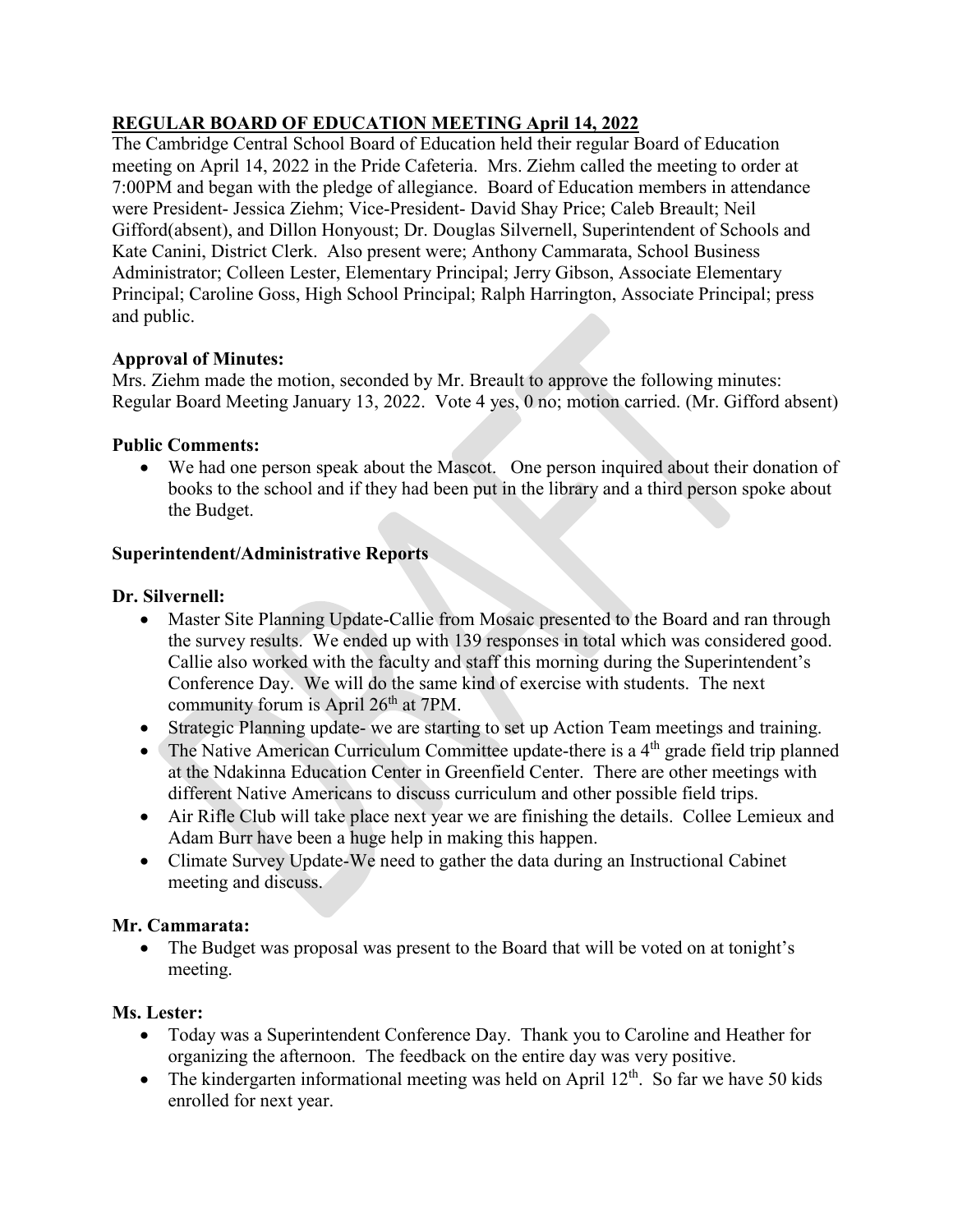## **REGULAR BOARD OF EDUCATION MEETING April 14, 2022**

The Cambridge Central School Board of Education held their regular Board of Education meeting on April 14, 2022 in the Pride Cafeteria. Mrs. Ziehm called the meeting to order at 7:00PM and began with the pledge of allegiance. Board of Education members in attendance were President- Jessica Ziehm; Vice-President- David Shay Price; Caleb Breault; Neil Gifford(absent), and Dillon Honyoust; Dr. Douglas Silvernell, Superintendent of Schools and Kate Canini, District Clerk. Also present were; Anthony Cammarata, School Business Administrator; Colleen Lester, Elementary Principal; Jerry Gibson, Associate Elementary Principal; Caroline Goss, High School Principal; Ralph Harrington, Associate Principal; press and public.

### **Approval of Minutes:**

Mrs. Ziehm made the motion, seconded by Mr. Breault to approve the following minutes: Regular Board Meeting January 13, 2022. Vote 4 yes, 0 no; motion carried. (Mr. Gifford absent)

### **Public Comments:**

- We had one person speak about the Mascot. One person inquired about their donation of books to the school and if they had been put in the library and a third person spoke about the Budget.

### **Superintendent/Administrative Reports**

### **Dr. Silvernell:**

- Master Site Planning Update-Callie from Mosaic presented to the Board and ran through the survey results. We ended up with 139 responses in total which was considered good. Callie also worked with the faculty and staff this morning during the Superintendent's Conference Day. We will do the same kind of exercise with students. The next community forum is April 26th at 7PM.
- Strategic Planning update- we are starting to set up Action Team meetings and training.
- The Native American Curriculum Committee update-there is a 4th grade field trip planned at the Ndakinna Education Center in Greenfield Center. There are other meetings with different Native Americans to discuss curriculum and other possible field trips.
- Air Rifle Club will take place next year we are finishing the details. Collee Lemieux and Adam Burr have been a huge help in making this happen.
- Climate Survey Update-We need to gather the data during an Instructional Cabinet meeting and discuss.

### **Mr. Cammarata:**

- The Budget was proposal was present to the Board that will be voted on at tonight's meeting.

### **Ms. Lester:**

- Today was a Superintendent Conference Day. Thank you to Caroline and Heather for organizing the afternoon. The feedback on the entire day was very positive.
- The kindergarten informational meeting was held on April 12th. So far we have 50 kids enrolled for next year.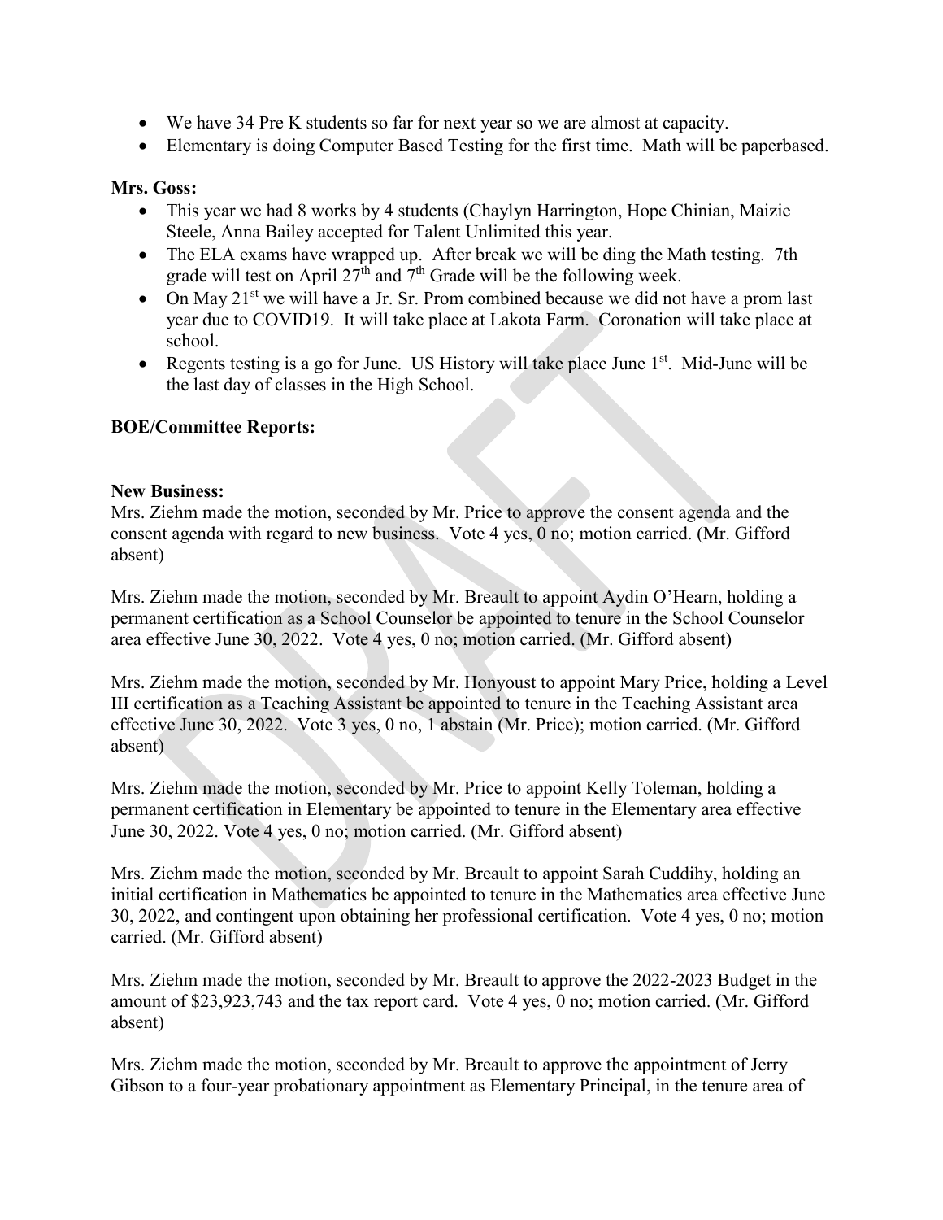- We have 34 Pre K students so far for next year so we are almost at capacity.
- Elementary is doing Computer Based Testing for the first time. Math will be paperbased.

**Mrs. Goss:**

- This year we had 8 works by 4 students (Chaylyn Harrington, Hope Chinian, Maizie Steele, Anna Bailey accepted for Talent Unlimited this year.
- The ELA exams have wrapped up. After break we will be ding the Math testing. 7th grade will test on April 27th and 7th Grade will be the following week.
- On May 21st we will have a Jr. Sr. Prom combined because we did not have a prom last year due to COVID19. It will take place at Lakota Farm. Coronation will take place at school.
- Regents testing is a go for June. US History will take place June 1st. Mid-June will be the last day of classes in the High School.

**BOE/Committee Reports:**

**New Business:**

Mrs. Ziehm made the motion, seconded by Mr. Price to approve the consent agenda and the consent agenda with regard to new business. Vote 4 yes, 0 no; motion carried. (Mr. Gifford absent)

Mrs. Ziehm made the motion, seconded by Mr. Breault to appoint Aydin O'Hearn, holding a permanent certification as a School Counselor be appointed to tenure in the School Counselor area effective June 30, 2022. Vote 4 yes, 0 no; motion carried. (Mr. Gifford absent)

Mrs. Ziehm made the motion, seconded by Mr. Honyoust to appoint Mary Price, holding a Level III certification as a Teaching Assistant be appointed to tenure in the Teaching Assistant area effective June 30, 2022. Vote 3 yes, 0 no, 1 abstain (Mr. Price); motion carried. (Mr. Gifford absent)

Mrs. Ziehm made the motion, seconded by Mr. Price to appoint Kelly Toleman, holding a permanent certification in Elementary be appointed to tenure in the Elementary area effective June 30, 2022. Vote 4 yes, 0 no; motion carried. (Mr. Gifford absent)

Mrs. Ziehm made the motion, seconded by Mr. Breault to appoint Sarah Cuddihy, holding an initial certification in Mathematics be appointed to tenure in the Mathematics area effective June 30, 2022, and contingent upon obtaining her professional certification. Vote 4 yes, 0 no; motion carried. (Mr. Gifford absent)

Mrs. Ziehm made the motion, seconded by Mr. Breault to approve the 2022-2023 Budget in the amount of $23,923,743 and the tax report card. Vote 4 yes, 0 no; motion carried. (Mr. Gifford absent)

Mrs. Ziehm made the motion, seconded by Mr. Breault to approve the appointment of Jerry Gibson to a four-year probationary appointment as Elementary Principal, in the tenure area of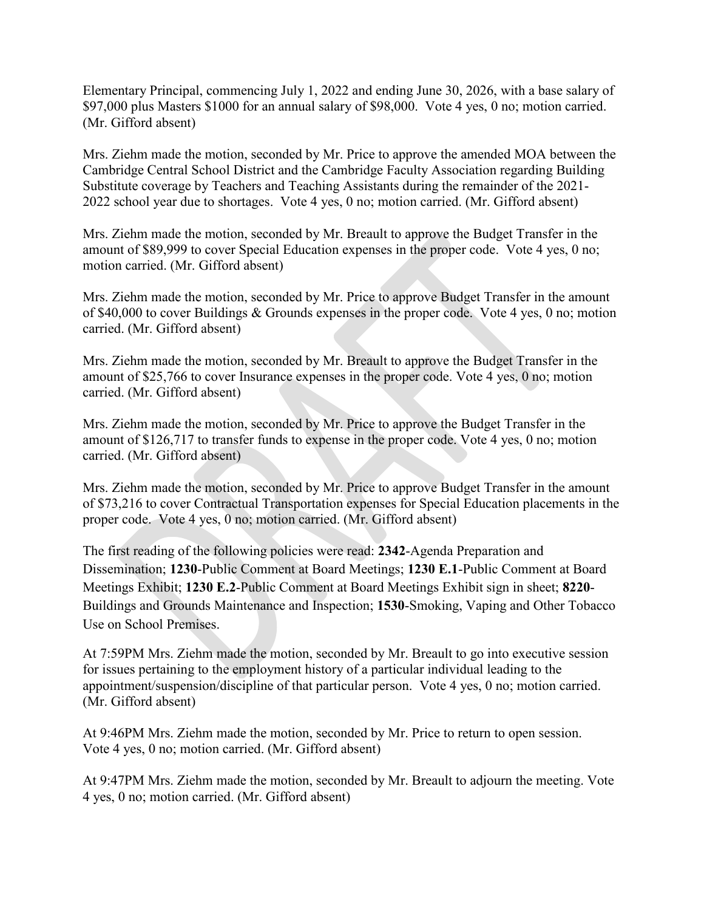Elementary Principal, commencing July 1, 2022 and ending June 30, 2026, with a base salary of $97,000 plus Masters $1000 for an annual salary of $98,000. Vote 4 yes, 0 no; motion carried. (Mr. Gifford absent)

Mrs. Ziehm made the motion, seconded by Mr. Price to approve the amended MOA between the Cambridge Central School District and the Cambridge Faculty Association regarding Building Substitute coverage by Teachers and Teaching Assistants during the remainder of the 2021-2022 school year due to shortages. Vote 4 yes, 0 no; motion carried. (Mr. Gifford absent)

Mrs. Ziehm made the motion, seconded by Mr. Breault to approve the Budget Transfer in the amount of $89,999 to cover Special Education expenses in the proper code. Vote 4 yes, 0 no; motion carried. (Mr. Gifford absent)

Mrs. Ziehm made the motion, seconded by Mr. Price to approve Budget Transfer in the amount of $40,000 to cover Buildings & Grounds expenses in the proper code. Vote 4 yes, 0 no; motion carried. (Mr. Gifford absent)

Mrs. Ziehm made the motion, seconded by Mr. Breault to approve the Budget Transfer in the amount of $25,766 to cover Insurance expenses in the proper code. Vote 4 yes, 0 no; motion carried. (Mr. Gifford absent)

Mrs. Ziehm made the motion, seconded by Mr. Price to approve the Budget Transfer in the amount of $126,717 to transfer funds to expense in the proper code. Vote 4 yes, 0 no; motion carried. (Mr. Gifford absent)

Mrs. Ziehm made the motion, seconded by Mr. Price to approve Budget Transfer in the amount of $73,216 to cover Contractual Transportation expenses for Special Education placements in the proper code. Vote 4 yes, 0 no; motion carried. (Mr. Gifford absent)

The first reading of the following policies were read: **2342**-Agenda Preparation and Dissemination; **1230**-Public Comment at Board Meetings; **1230 E.1**-Public Comment at Board Meetings Exhibit; **1230 E.2**-Public Comment at Board Meetings Exhibit sign in sheet; **8220**-Buildings and Grounds Maintenance and Inspection; **1530**-Smoking, Vaping and Other Tobacco Use on School Premises.

At 7:59PM Mrs. Ziehm made the motion, seconded by Mr. Breault to go into executive session for issues pertaining to the employment history of a particular individual leading to the appointment/suspension/discipline of that particular person. Vote 4 yes, 0 no; motion carried. (Mr. Gifford absent)

At 9:46PM Mrs. Ziehm made the motion, seconded by Mr. Price to return to open session. Vote 4 yes, 0 no; motion carried. (Mr. Gifford absent)

At 9:47PM Mrs. Ziehm made the motion, seconded by Mr. Breault to adjourn the meeting. Vote 4 yes, 0 no; motion carried. (Mr. Gifford absent)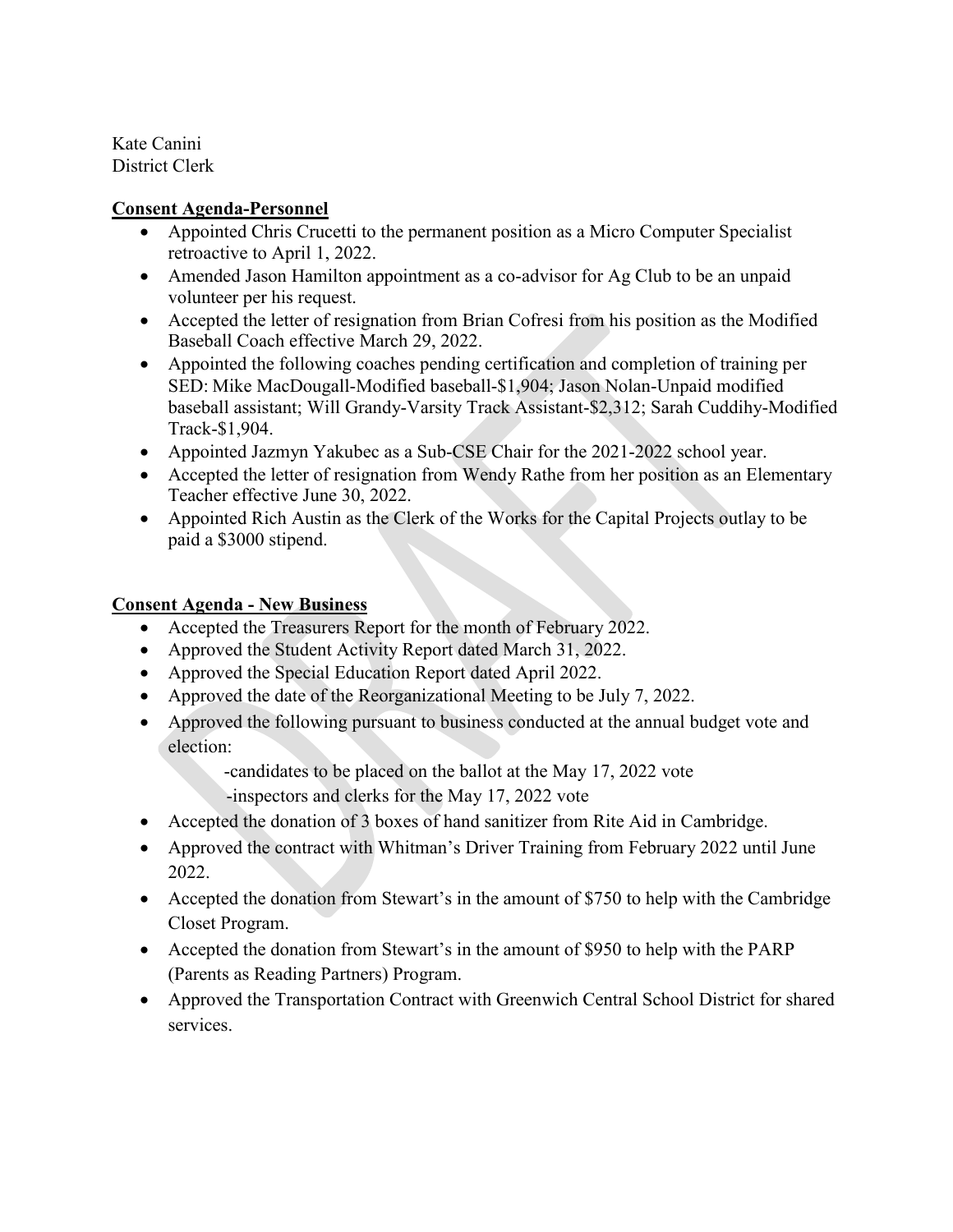Kate Canini
District Clerk

**Consent Agenda-Personnel**

- Appointed Chris Crucetti to the permanent position as a Micro Computer Specialist retroactive to April 1, 2022.
- Amended Jason Hamilton appointment as a co-advisor for Ag Club to be an unpaid volunteer per his request.
- Accepted the letter of resignation from Brian Cofresi from his position as the Modified Baseball Coach effective March 29, 2022.
- Appointed the following coaches pending certification and completion of training per SED: Mike MacDougall-Modified baseball-$1,904; Jason Nolan-Unpaid modified baseball assistant; Will Grandy-Varsity Track Assistant-$2,312; Sarah Cuddihy-Modified Track-$1,904.
- Appointed Jazmyn Yakubec as a Sub-CSE Chair for the 2021-2022 school year.
- Accepted the letter of resignation from Wendy Rathe from her position as an Elementary Teacher effective June 30, 2022.
- Appointed Rich Austin as the Clerk of the Works for the Capital Projects outlay to be paid a $3000 stipend.

**Consent Agenda - New Business**

- Accepted the Treasurers Report for the month of February 2022.
- Approved the Student Activity Report dated March 31, 2022.
- Approved the Special Education Report dated April 2022.
- Approved the date of the Reorganizational Meeting to be July 7, 2022.
- Approved the following pursuant to business conducted at the annual budget vote and election:
  - -candidates to be placed on the ballot at the May 17, 2022 vote
  - -inspectors and clerks for the May 17, 2022 vote
- Accepted the donation of 3 boxes of hand sanitizer from Rite Aid in Cambridge.
- Approved the contract with Whitman's Driver Training from February 2022 until June 2022.
- Accepted the donation from Stewart's in the amount of $750 to help with the Cambridge Closet Program.
- Accepted the donation from Stewart's in the amount of $950 to help with the PARP (Parents as Reading Partners) Program.
- Approved the Transportation Contract with Greenwich Central School District for shared services.